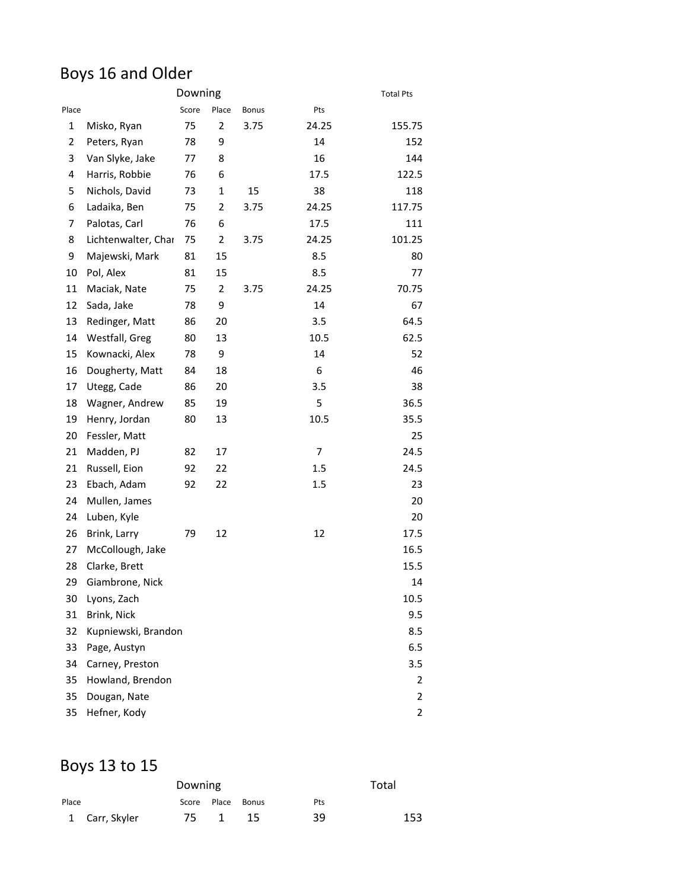# Boys 16 and Older

| Place | | Downing Score | Place | Bonus | Pts | Total Pts |
|---|---|---|---|---|---|---|
| 1 | Misko, Ryan | 75 | 2 | 3.75 | 24.25 | 155.75 |
| 2 | Peters, Ryan | 78 | 9 | | 14 | 152 |
| 3 | Van Slyke, Jake | 77 | 8 | | 16 | 144 |
| 4 | Harris, Robbie | 76 | 6 | | 17.5 | 122.5 |
| 5 | Nichols, David | 73 | 1 | 15 | 38 | 118 |
| 6 | Ladaika, Ben | 75 | 2 | 3.75 | 24.25 | 117.75 |
| 7 | Palotas, Carl | 76 | 6 | | 17.5 | 111 |
| 8 | Lichtenwalter, Char | 75 | 2 | 3.75 | 24.25 | 101.25 |
| 9 | Majewski, Mark | 81 | 15 | | 8.5 | 80 |
| 10 | Pol, Alex | 81 | 15 | | 8.5 | 77 |
| 11 | Maciak, Nate | 75 | 2 | 3.75 | 24.25 | 70.75 |
| 12 | Sada, Jake | 78 | 9 | | 14 | 67 |
| 13 | Redinger, Matt | 86 | 20 | | 3.5 | 64.5 |
| 14 | Westfall, Greg | 80 | 13 | | 10.5 | 62.5 |
| 15 | Kownacki, Alex | 78 | 9 | | 14 | 52 |
| 16 | Dougherty, Matt | 84 | 18 | | 6 | 46 |
| 17 | Utegg, Cade | 86 | 20 | | 3.5 | 38 |
| 18 | Wagner, Andrew | 85 | 19 | | 5 | 36.5 |
| 19 | Henry, Jordan | 80 | 13 | | 10.5 | 35.5 |
| 20 | Fessler, Matt | | | | | 25 |
| 21 | Madden, PJ | 82 | 17 | | 7 | 24.5 |
| 21 | Russell, Eion | 92 | 22 | | 1.5 | 24.5 |
| 23 | Ebach, Adam | 92 | 22 | | 1.5 | 23 |
| 24 | Mullen, James | | | | | 20 |
| 24 | Luben, Kyle | | | | | 20 |
| 26 | Brink, Larry | 79 | 12 | | 12 | 17.5 |
| 27 | McCollough, Jake | | | | | 16.5 |
| 28 | Clarke, Brett | | | | | 15.5 |
| 29 | Giambrone, Nick | | | | | 14 |
| 30 | Lyons, Zach | | | | | 10.5 |
| 31 | Brink, Nick | | | | | 9.5 |
| 32 | Kupniewski, Brandon | | | | | 8.5 |
| 33 | Page, Austyn | | | | | 6.5 |
| 34 | Carney, Preston | | | | | 3.5 |
| 35 | Howland, Brendon | | | | | 2 |
| 35 | Dougan, Nate | | | | | 2 |
| 35 | Hefner, Kody | | | | | 2 |

# Boys 13 to 15

| Place | | Downing Score | Place | Bonus | Pts | Total |
|---|---|---|---|---|---|---|
| 1 | Carr, Skyler | 75 | 1 | 15 | 39 | 153 |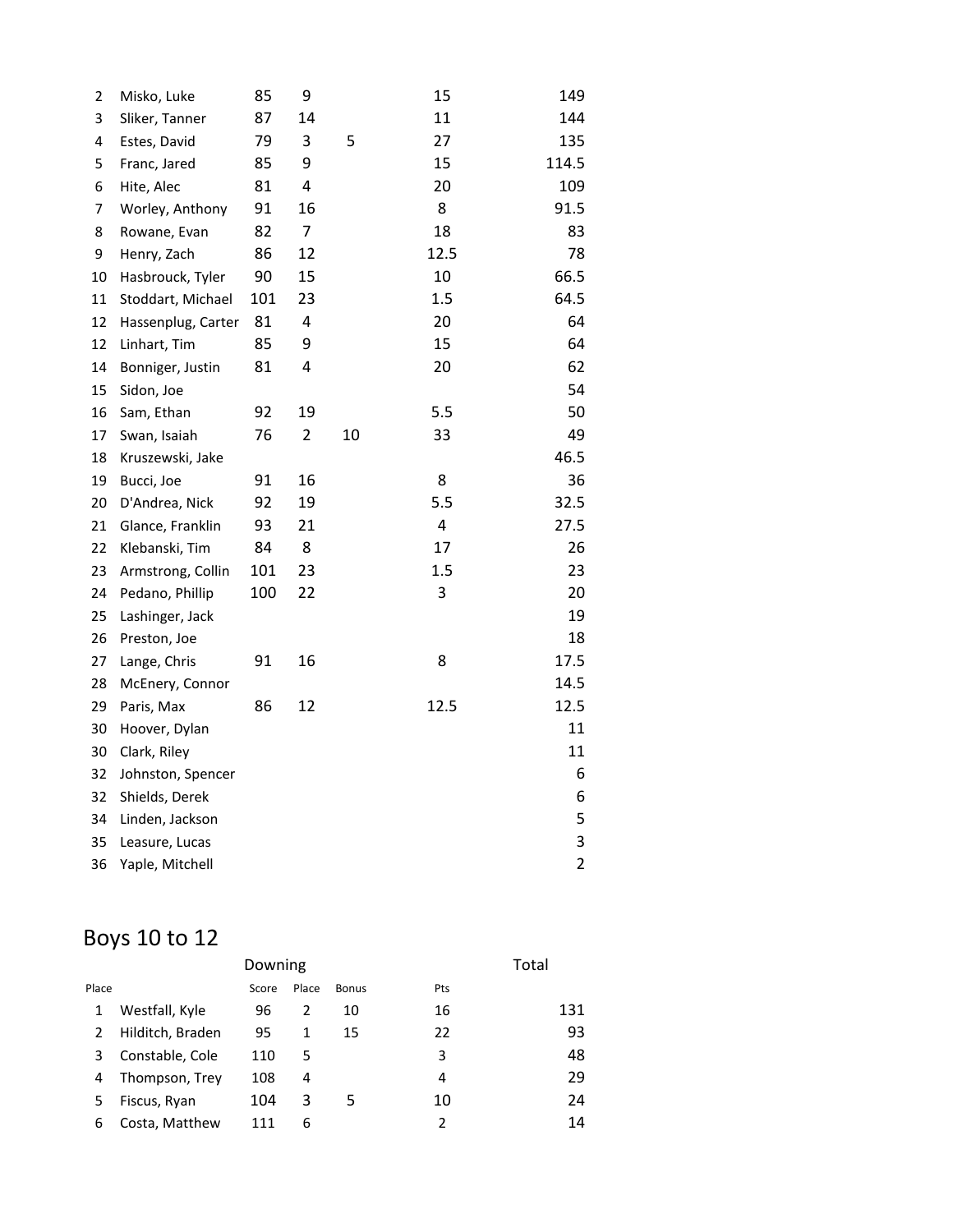| Place | Name | Score | Place | Bonus | Pts | Total |
|---|---|---|---|---|---|---|
| 2 | Misko, Luke | 85 | 9 | | 15 | 149 |
| 3 | Sliker, Tanner | 87 | 14 | | 11 | 144 |
| 4 | Estes, David | 79 | 3 | 5 | 27 | 135 |
| 5 | Franc, Jared | 85 | 9 | | 15 | 114.5 |
| 6 | Hite, Alec | 81 | 4 | | 20 | 109 |
| 7 | Worley, Anthony | 91 | 16 | | 8 | 91.5 |
| 8 | Rowane, Evan | 82 | 7 | | 18 | 83 |
| 9 | Henry, Zach | 86 | 12 | | 12.5 | 78 |
| 10 | Hasbrouck, Tyler | 90 | 15 | | 10 | 66.5 |
| 11 | Stoddart, Michael | 101 | 23 | | 1.5 | 64.5 |
| 12 | Hassenplug, Carter | 81 | 4 | | 20 | 64 |
| 12 | Linhart, Tim | 85 | 9 | | 15 | 64 |
| 14 | Bonniger, Justin | 81 | 4 | | 20 | 62 |
| 15 | Sidon, Joe | | | | | 54 |
| 16 | Sam, Ethan | 92 | 19 | | 5.5 | 50 |
| 17 | Swan, Isaiah | 76 | 2 | 10 | 33 | 49 |
| 18 | Kruszewski, Jake | | | | | 46.5 |
| 19 | Bucci, Joe | 91 | 16 | | 8 | 36 |
| 20 | D'Andrea, Nick | 92 | 19 | | 5.5 | 32.5 |
| 21 | Glance, Franklin | 93 | 21 | | 4 | 27.5 |
| 22 | Klebanski, Tim | 84 | 8 | | 17 | 26 |
| 23 | Armstrong, Collin | 101 | 23 | | 1.5 | 23 |
| 24 | Pedano, Phillip | 100 | 22 | | 3 | 20 |
| 25 | Lashinger, Jack | | | | | 19 |
| 26 | Preston, Joe | | | | | 18 |
| 27 | Lange, Chris | 91 | 16 | | 8 | 17.5 |
| 28 | McEnery, Connor | | | | | 14.5 |
| 29 | Paris, Max | 86 | 12 | | 12.5 | 12.5 |
| 30 | Hoover, Dylan | | | | | 11 |
| 30 | Clark, Riley | | | | | 11 |
| 32 | Johnston, Spencer | | | | | 6 |
| 32 | Shields, Derek | | | | | 6 |
| 34 | Linden, Jackson | | | | | 5 |
| 35 | Leasure, Lucas | | | | | 3 |
| 36 | Yaple, Mitchell | | | | | 2 |

## Boys 10 to 12

| | | Downing | | | | Total |
|---|---|---|---|---|---|---|
| Place | | Score | Place | Bonus | Pts | |
| 1 | Westfall, Kyle | 96 | 2 | 10 | 16 | 131 |
| 2 | Hilditch, Braden | 95 | 1 | 15 | 22 | 93 |
| 3 | Constable, Cole | 110 | 5 | | 3 | 48 |
| 4 | Thompson, Trey | 108 | 4 | | 4 | 29 |
| 5 | Fiscus, Ryan | 104 | 3 | 5 | 10 | 24 |
| 6 | Costa, Matthew | 111 | 6 | | 2 | 14 |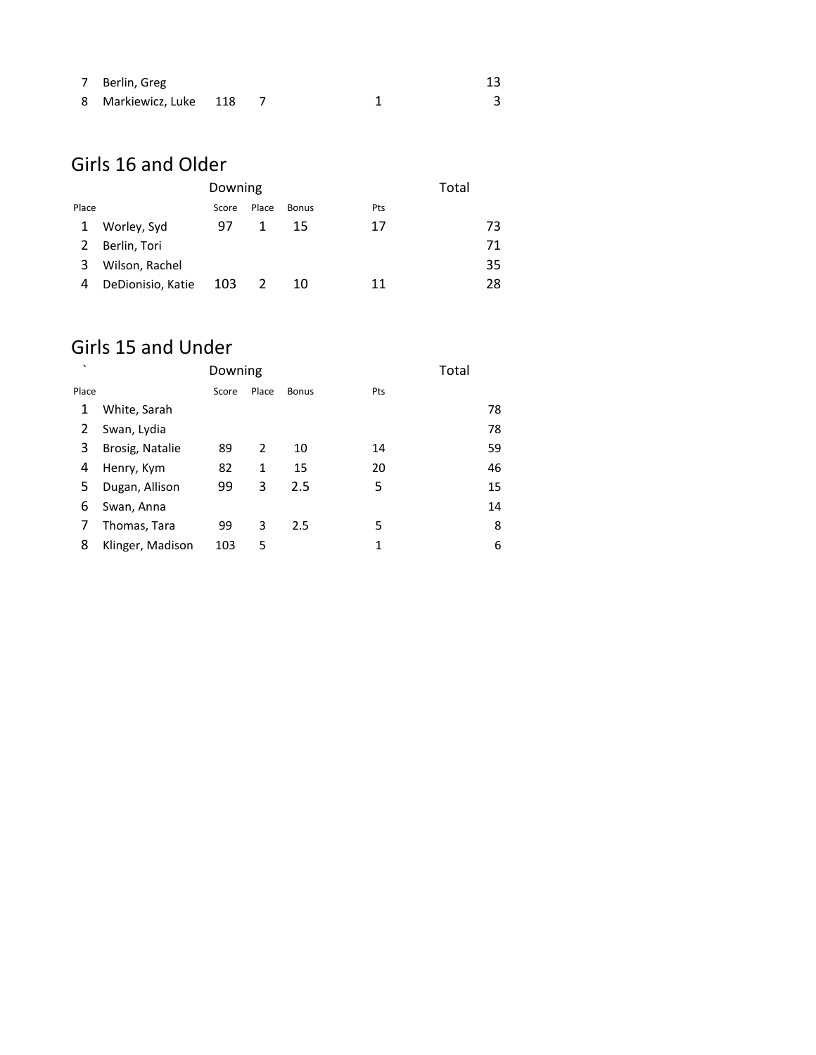| | | | | | | |
|---|---|---|---|---|---|---|
| 7 | Berlin, Greg | | | | | 13 |
| 8 | Markiewicz, Luke | 118 | 7 | | 1 | 3 |

## Girls 16 and Older

| | | Downing | | | | Total |
|---|---|---|---|---|---|---|
| Place | | Score | Place | Bonus | Pts | |
| 1 | Worley, Syd | 97 | 1 | 15 | 17 | 73 |
| 2 | Berlin, Tori | | | | | 71 |
| 3 | Wilson, Rachel | | | | | 35 |
| 4 | DeDionisio, Katie | 103 | 2 | 10 | 11 | 28 |

## Girls 15 and Under

| ` | | Downing | | | | Total |
|---|---|---|---|---|---|---|
| Place | | Score | Place | Bonus | Pts | |
| 1 | White, Sarah | | | | | 78 |
| 2 | Swan, Lydia | | | | | 78 |
| 3 | Brosig, Natalie | 89 | 2 | 10 | 14 | 59 |
| 4 | Henry, Kym | 82 | 1 | 15 | 20 | 46 |
| 5 | Dugan, Allison | 99 | 3 | 2.5 | 5 | 15 |
| 6 | Swan, Anna | | | | | 14 |
| 7 | Thomas, Tara | 99 | 3 | 2.5 | 5 | 8 |
| 8 | Klinger, Madison | 103 | 5 | | 1 | 6 |